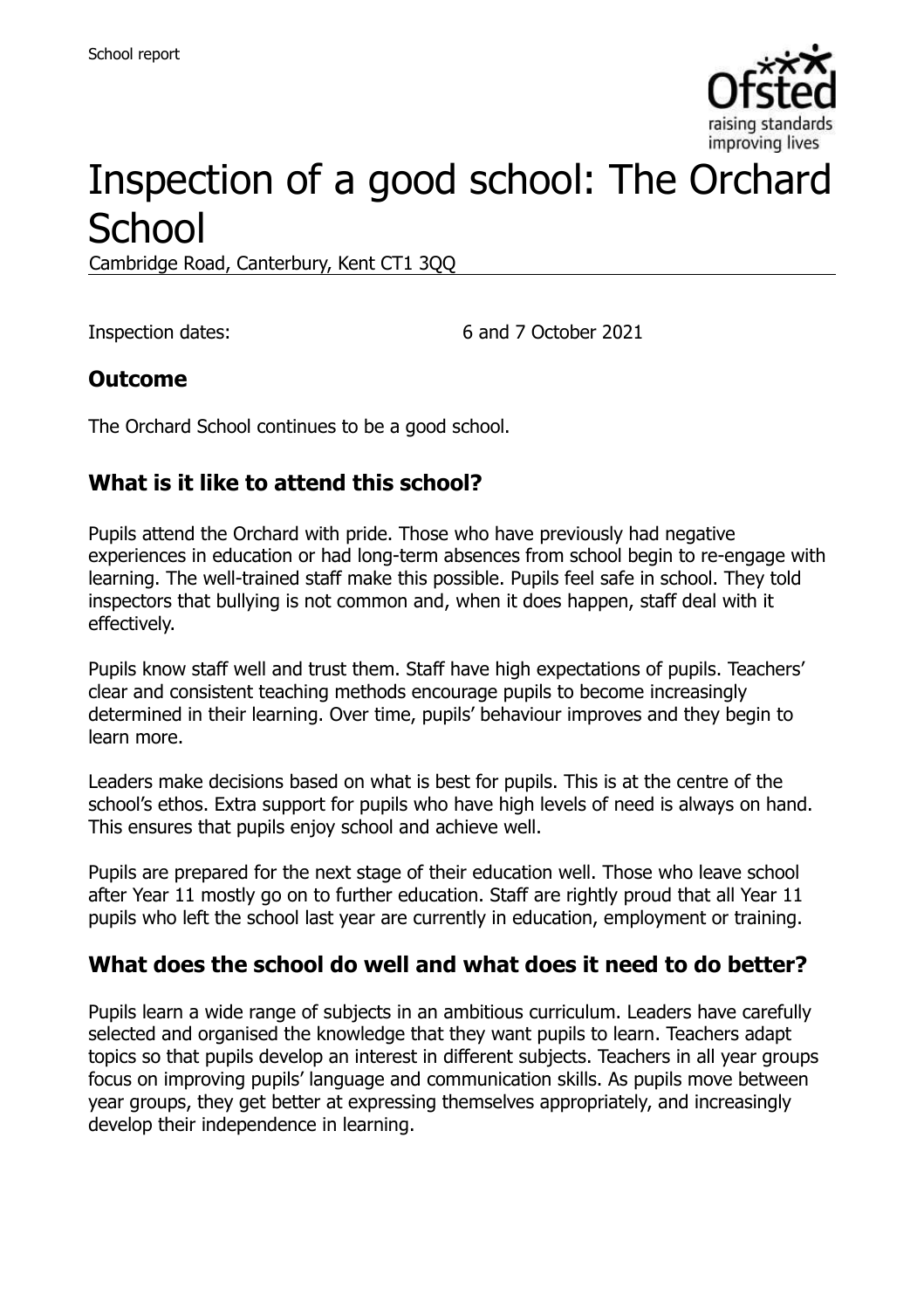School report

# Inspection of a good school: The Orchard School

Cambridge Road, Canterbury, Kent CT1 3QQ

Inspection dates: 6 and 7 October 2021

## Outcome

The Orchard School continues to be a good school.

## What is it like to attend this school?

Pupils attend the Orchard with pride. Those who have previously had negative experiences in education or had long-term absences from school begin to re-engage with learning. The well-trained staff make this possible. Pupils feel safe in school. They told inspectors that bullying is not common and, when it does happen, staff deal with it effectively.

Pupils know staff well and trust them. Staff have high expectations of pupils. Teachers' clear and consistent teaching methods encourage pupils to become increasingly determined in their learning. Over time, pupils' behaviour improves and they begin to learn more.

Leaders make decisions based on what is best for pupils. This is at the centre of the school's ethos. Extra support for pupils who have high levels of need is always on hand. This ensures that pupils enjoy school and achieve well.

Pupils are prepared for the next stage of their education well. Those who leave school after Year 11 mostly go on to further education. Staff are rightly proud that all Year 11 pupils who left the school last year are currently in education, employment or training.

## What does the school do well and what does it need to do better?

Pupils learn a wide range of subjects in an ambitious curriculum. Leaders have carefully selected and organised the knowledge that they want pupils to learn. Teachers adapt topics so that pupils develop an interest in different subjects. Teachers in all year groups focus on improving pupils' language and communication skills. As pupils move between year groups, they get better at expressing themselves appropriately, and increasingly develop their independence in learning.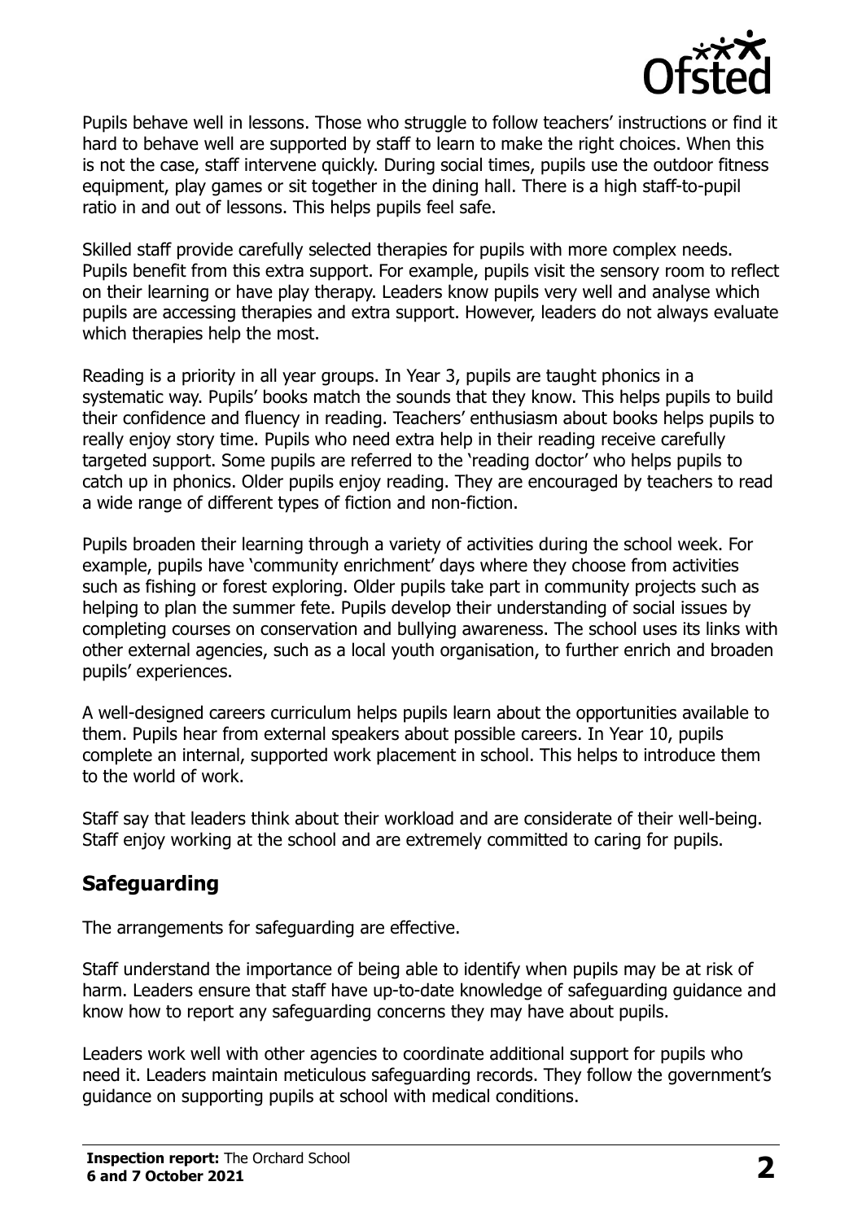Pupils behave well in lessons. Those who struggle to follow teachers' instructions or find it hard to behave well are supported by staff to learn to make the right choices. When this is not the case, staff intervene quickly. During social times, pupils use the outdoor fitness equipment, play games or sit together in the dining hall. There is a high staff-to-pupil ratio in and out of lessons. This helps pupils feel safe.

Skilled staff provide carefully selected therapies for pupils with more complex needs. Pupils benefit from this extra support. For example, pupils visit the sensory room to reflect on their learning or have play therapy. Leaders know pupils very well and analyse which pupils are accessing therapies and extra support. However, leaders do not always evaluate which therapies help the most.

Reading is a priority in all year groups. In Year 3, pupils are taught phonics in a systematic way. Pupils' books match the sounds that they know. This helps pupils to build their confidence and fluency in reading. Teachers' enthusiasm about books helps pupils to really enjoy story time. Pupils who need extra help in their reading receive carefully targeted support. Some pupils are referred to the 'reading doctor' who helps pupils to catch up in phonics. Older pupils enjoy reading. They are encouraged by teachers to read a wide range of different types of fiction and non-fiction.

Pupils broaden their learning through a variety of activities during the school week. For example, pupils have 'community enrichment' days where they choose from activities such as fishing or forest exploring. Older pupils take part in community projects such as helping to plan the summer fete. Pupils develop their understanding of social issues by completing courses on conservation and bullying awareness. The school uses its links with other external agencies, such as a local youth organisation, to further enrich and broaden pupils' experiences.

A well-designed careers curriculum helps pupils learn about the opportunities available to them. Pupils hear from external speakers about possible careers. In Year 10, pupils complete an internal, supported work placement in school. This helps to introduce them to the world of work.

Staff say that leaders think about their workload and are considerate of their well-being. Staff enjoy working at the school and are extremely committed to caring for pupils.

## Safeguarding

The arrangements for safeguarding are effective.

Staff understand the importance of being able to identify when pupils may be at risk of harm. Leaders ensure that staff have up-to-date knowledge of safeguarding guidance and know how to report any safeguarding concerns they may have about pupils.

Leaders work well with other agencies to coordinate additional support for pupils who need it. Leaders maintain meticulous safeguarding records. They follow the government's guidance on supporting pupils at school with medical conditions.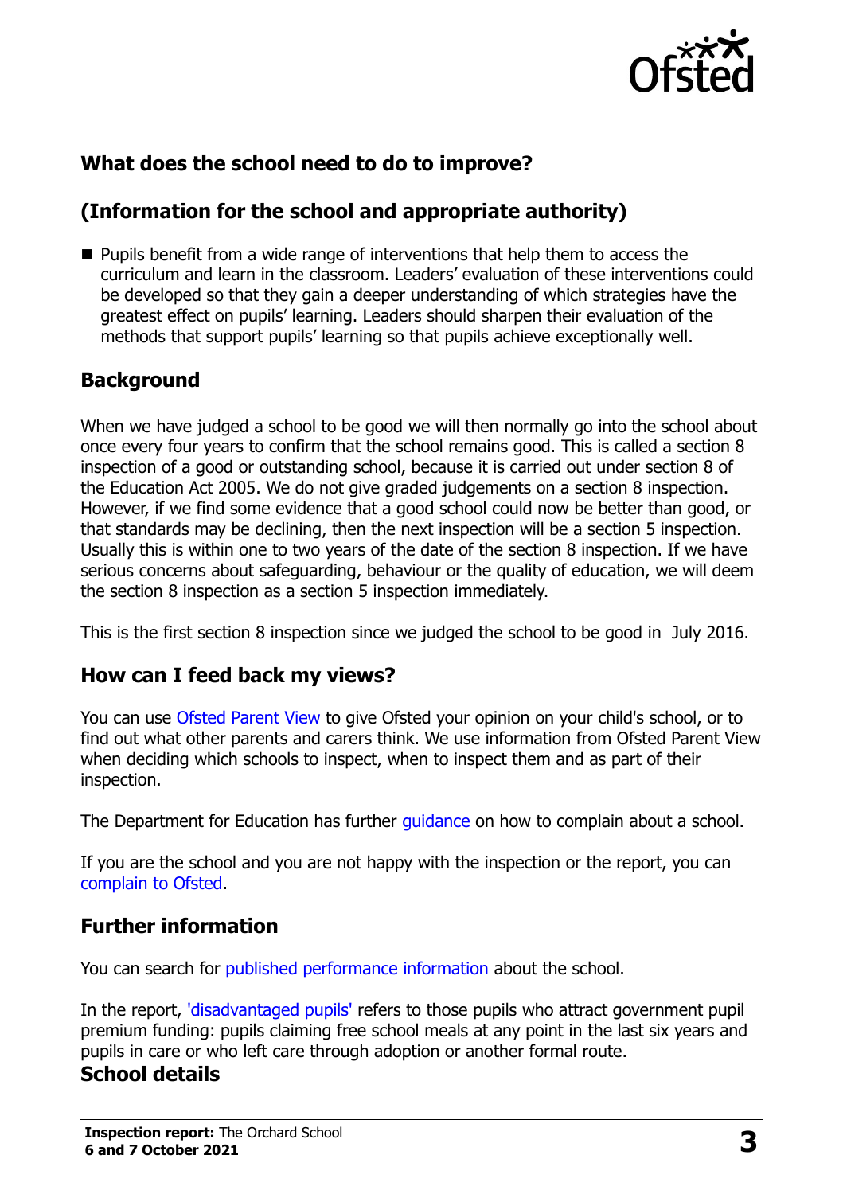## What does the school need to do to improve?

## (Information for the school and appropriate authority)

- Pupils benefit from a wide range of interventions that help them to access the curriculum and learn in the classroom. Leaders' evaluation of these interventions could be developed so that they gain a deeper understanding of which strategies have the greatest effect on pupils' learning. Leaders should sharpen their evaluation of the methods that support pupils' learning so that pupils achieve exceptionally well.

## Background

When we have judged a school to be good we will then normally go into the school about once every four years to confirm that the school remains good. This is called a section 8 inspection of a good or outstanding school, because it is carried out under section 8 of the Education Act 2005. We do not give graded judgements on a section 8 inspection. However, if we find some evidence that a good school could now be better than good, or that standards may be declining, then the next inspection will be a section 5 inspection. Usually this is within one to two years of the date of the section 8 inspection. If we have serious concerns about safeguarding, behaviour or the quality of education, we will deem the section 8 inspection as a section 5 inspection immediately.

This is the first section 8 inspection since we judged the school to be good in July 2016.

## How can I feed back my views?

You can use Ofsted Parent View to give Ofsted your opinion on your child's school, or to find out what other parents and carers think. We use information from Ofsted Parent View when deciding which schools to inspect, when to inspect them and as part of their inspection.

The Department for Education has further guidance on how to complain about a school.

If you are the school and you are not happy with the inspection or the report, you can complain to Ofsted.

## Further information

You can search for published performance information about the school.

In the report, 'disadvantaged pupils' refers to those pupils who attract government pupil premium funding: pupils claiming free school meals at any point in the last six years and pupils in care or who left care through adoption or another formal route.

## School details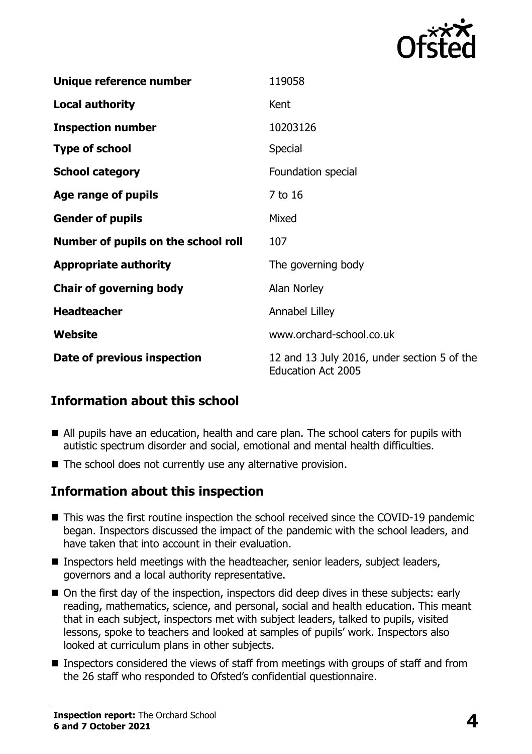| | |
|---|---|
| **Unique reference number** | 119058 |
| **Local authority** | Kent |
| **Inspection number** | 10203126 |
| **Type of school** | Special |
| **School category** | Foundation special |
| **Age range of pupils** | 7 to 16 |
| **Gender of pupils** | Mixed |
| **Number of pupils on the school roll** | 107 |
| **Appropriate authority** | The governing body |
| **Chair of governing body** | Alan Norley |
| **Headteacher** | Annabel Lilley |
| **Website** | www.orchard-school.co.uk |
| **Date of previous inspection** | 12 and 13 July 2016, under section 5 of the Education Act 2005 |

## Information about this school

- All pupils have an education, health and care plan. The school caters for pupils with autistic spectrum disorder and social, emotional and mental health difficulties.
- The school does not currently use any alternative provision.

## Information about this inspection

- This was the first routine inspection the school received since the COVID-19 pandemic began. Inspectors discussed the impact of the pandemic with the school leaders, and have taken that into account in their evaluation.
- Inspectors held meetings with the headteacher, senior leaders, subject leaders, governors and a local authority representative.
- On the first day of the inspection, inspectors did deep dives in these subjects: early reading, mathematics, science, and personal, social and health education. This meant that in each subject, inspectors met with subject leaders, talked to pupils, visited lessons, spoke to teachers and looked at samples of pupils' work. Inspectors also looked at curriculum plans in other subjects.
- Inspectors considered the views of staff from meetings with groups of staff and from the 26 staff who responded to Ofsted's confidential questionnaire.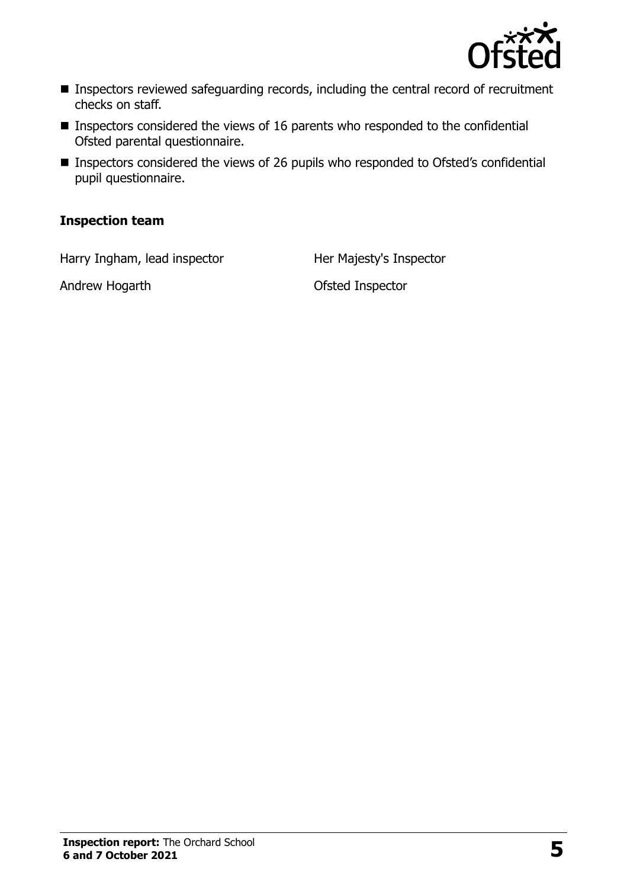- Inspectors reviewed safeguarding records, including the central record of recruitment checks on staff.
- Inspectors considered the views of 16 parents who responded to the confidential Ofsted parental questionnaire.
- Inspectors considered the views of 26 pupils who responded to Ofsted's confidential pupil questionnaire.

### Inspection team

| | |
|---|---|
| Harry Ingham, lead inspector | Her Majesty's Inspector |
| Andrew Hogarth | Ofsted Inspector |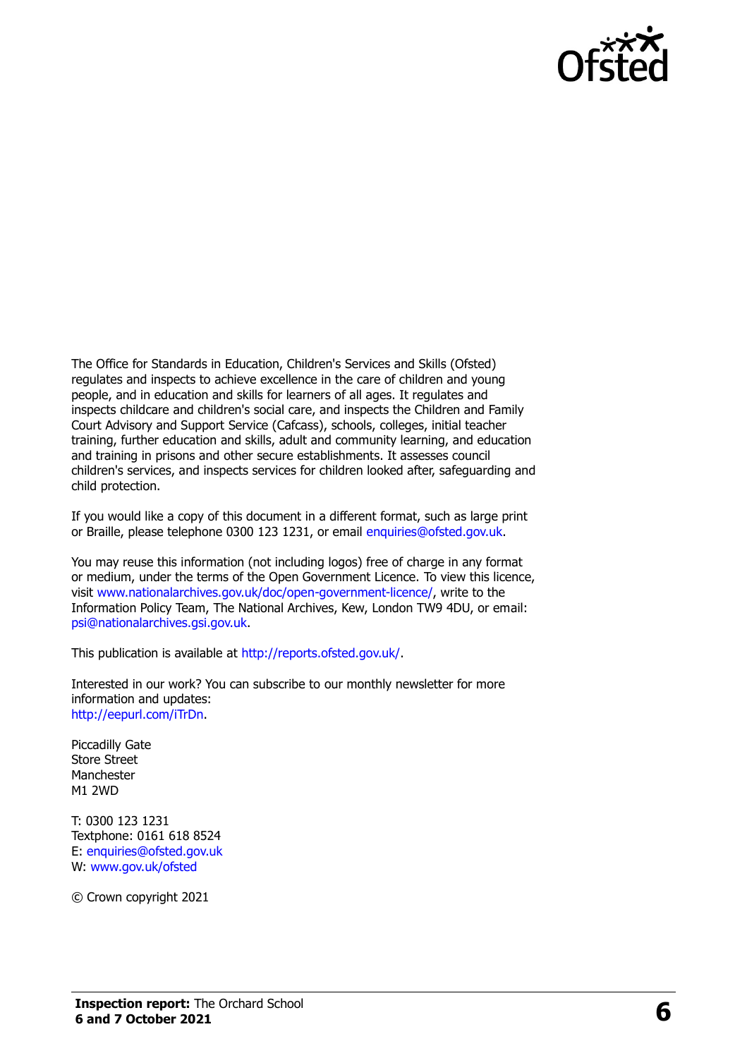The Office for Standards in Education, Children's Services and Skills (Ofsted) regulates and inspects to achieve excellence in the care of children and young people, and in education and skills for learners of all ages. It regulates and inspects childcare and children's social care, and inspects the Children and Family Court Advisory and Support Service (Cafcass), schools, colleges, initial teacher training, further education and skills, adult and community learning, and education and training in prisons and other secure establishments. It assesses council children's services, and inspects services for children looked after, safeguarding and child protection.

If you would like a copy of this document in a different format, such as large print or Braille, please telephone 0300 123 1231, or email enquiries@ofsted.gov.uk.

You may reuse this information (not including logos) free of charge in any format or medium, under the terms of the Open Government Licence. To view this licence, visit www.nationalarchives.gov.uk/doc/open-government-licence/, write to the Information Policy Team, The National Archives, Kew, London TW9 4DU, or email: psi@nationalarchives.gsi.gov.uk.

This publication is available at http://reports.ofsted.gov.uk/.

Interested in our work? You can subscribe to our monthly newsletter for more information and updates:
http://eepurl.com/iTrDn.

Piccadilly Gate
Store Street
Manchester
M1 2WD

T: 0300 123 1231
Textphone: 0161 618 8524
E: enquiries@ofsted.gov.uk
W: www.gov.uk/ofsted

© Crown copyright 2021